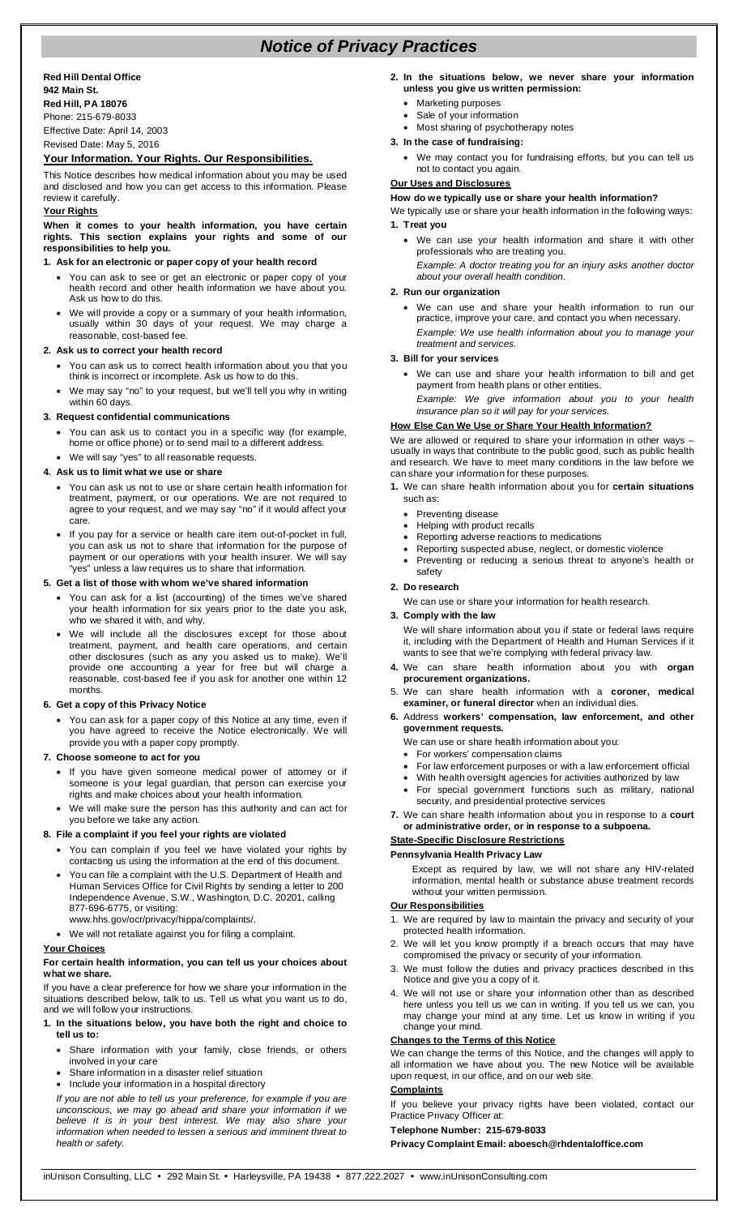# Notice of Privacy Practices

**Red Hill Dental Office**
**942 Main St.**
**Red Hill, PA 18076**
Phone: 215-679-8033
Effective Date: April 14, 2003
Revised Date: May 5, 2016

## Your Information. Your Rights. Our Responsibilities.

This Notice describes how medical information about you may be used and disclosed and how you can get access to this information. Please review it carefully.

### Your Rights

**When it comes to your health information, you have certain rights. This section explains your rights and some of our responsibilities to help you.**

**1. Ask for an electronic or paper copy of your health record**

- You can ask to see or get an electronic or paper copy of your health record and other health information we have about you. Ask us how to do this.
- We will provide a copy or a summary of your health information, usually within 30 days of your request. We may charge a reasonable, cost-based fee.

**2. Ask us to correct your health record**

- You can ask us to correct health information about you that you think is incorrect or incomplete. Ask us how to do this.
- We may say "no" to your request, but we'll tell you why in writing within 60 days.

**3. Request confidential communications**

- You can ask us to contact you in a specific way (for example, home or office phone) or to send mail to a different address.
- We will say "yes" to all reasonable requests.

**4. Ask us to limit what we use or share**

- You can ask us not to use or share certain health information for treatment, payment, or our operations. We are not required to agree to your request, and we may say "no" if it would affect your care.
- If you pay for a service or health care item out-of-pocket in full, you can ask us not to share that information for the purpose of payment or our operations with your health insurer. We will say "yes" unless a law requires us to share that information.

**5. Get a list of those with whom we've shared information**

- You can ask for a list (accounting) of the times we've shared your health information for six years prior to the date you ask, who we shared it with, and why.
- We will include all the disclosures except for those about treatment, payment, and health care operations, and certain other disclosures (such as any you asked us to make). We'll provide one accounting a year for free but will charge a reasonable, cost-based fee if you ask for another one within 12 months.

**6. Get a copy of this Privacy Notice**

- You can ask for a paper copy of this Notice at any time, even if you have agreed to receive the Notice electronically. We will provide you with a paper copy promptly.

**7. Choose someone to act for you**

- If you have given someone medical power of attorney or if someone is your legal guardian, that person can exercise your rights and make choices about your health information.
- We will make sure the person has this authority and can act for you before we take any action.

**8. File a complaint if you feel your rights are violated**

- You can complain if you feel we have violated your rights by contacting us using the information at the end of this document.
- You can file a complaint with the U.S. Department of Health and Human Services Office for Civil Rights by sending a letter to 200 Independence Avenue, S.W., Washington, D.C. 20201, calling 877-696-6775, or visiting: www.hhs.gov/ocr/privacy/hippa/complaints/.
- We will not retaliate against you for filing a complaint.

### Your Choices

**For certain health information, you can tell us your choices about what we share.**

If you have a clear preference for how we share your information in the situations described below, talk to us. Tell us what you want us to do, and we will follow your instructions.

**1. In the situations below, you have both the right and choice to tell us to:**

- Share information with your family, close friends, or others involved in your care
- Share information in a disaster relief situation
- Include your information in a hospital directory

*If you are not able to tell us your preference, for example if you are unconscious, we may go ahead and share your information if we believe it is in your best interest. We may also share your information when needed to lessen a serious and imminent threat to health or safety.*

**2. In the situations below, we never share your information unless you give us written permission:**

- Marketing purposes
- Sale of your information
- Most sharing of psychotherapy notes

**3. In the case of fundraising:**

- We may contact you for fundraising efforts, but you can tell us not to contact you again.

### Our Uses and Disclosures

**How do we typically use or share your health information?**

We typically use or share your health information in the following ways:

**1. Treat you**

- We can use your health information and share it with other professionals who are treating you.

  *Example: A doctor treating you for an injury asks another doctor about your overall health condition.*

**2. Run our organization**

- We can use and share your health information to run our practice, improve your care, and contact you when necessary.

  *Example: We use health information about you to manage your treatment and services.*

**3. Bill for your services**

- We can use and share your health information to bill and get payment from health plans or other entities.

  *Example: We give information about you to your health insurance plan so it will pay for your services.*

### How Else Can We Use or Share Your Health Information?

We are allowed or required to share your information in other ways – usually in ways that contribute to the public good, such as public health and research. We have to meet many conditions in the law before we can share your information for these purposes.

**1.** We can share health information about you for **certain situations** such as:

- Preventing disease
- Helping with product recalls
- Reporting adverse reactions to medications
- Reporting suspected abuse, neglect, or domestic violence
- Preventing or reducing a serious threat to anyone's health or safety

**2. Do research**

We can use or share your information for health research.

**3. Comply with the law**

We will share information about you if state or federal laws require it, including with the Department of Health and Human Services if it wants to see that we're complying with federal privacy law.

**4.** We can share health information about you with **organ procurement organizations.**

5. We can share health information with a **coroner, medical examiner, or funeral director** when an individual dies.

**6.** Address **workers' compensation, law enforcement, and other government requests.**

We can use or share health information about you:

- For workers' compensation claims
- For law enforcement purposes or with a law enforcement official
- With health oversight agencies for activities authorized by law
- For special government functions such as military, national security, and presidential protective services

**7.** We can share health information about you in response to a **court or administrative order, or in response to a subpoena.**

### State-Specific Disclosure Restrictions

**Pennsylvania Health Privacy Law**

Except as required by law, we will not share any HIV-related information, mental health or substance abuse treatment records without your written permission.

### Our Responsibilities

1. We are required by law to maintain the privacy and security of your protected health information.
2. We will let you know promptly if a breach occurs that may have compromised the privacy or security of your information.
3. We must follow the duties and privacy practices described in this Notice and give you a copy of it.
4. We will not use or share your information other than as described here unless you tell us we can in writing. If you tell us we can, you may change your mind at any time. Let us know in writing if you change your mind.

### Changes to the Terms of this Notice

We can change the terms of this Notice, and the changes will apply to all information we have about you. The new Notice will be available upon request, in our office, and on our web site.

### Complaints

If you believe your privacy rights have been violated, contact our Practice Privacy Officer at:

**Telephone Number: 215-679-8033**

**Privacy Complaint Email: aboesch@rhdentaloffice.com**

inUnison Consulting, LLC • 292 Main St. • Harleysville, PA 19438 • 877.222.2027 • www.inUnisonConsulting.com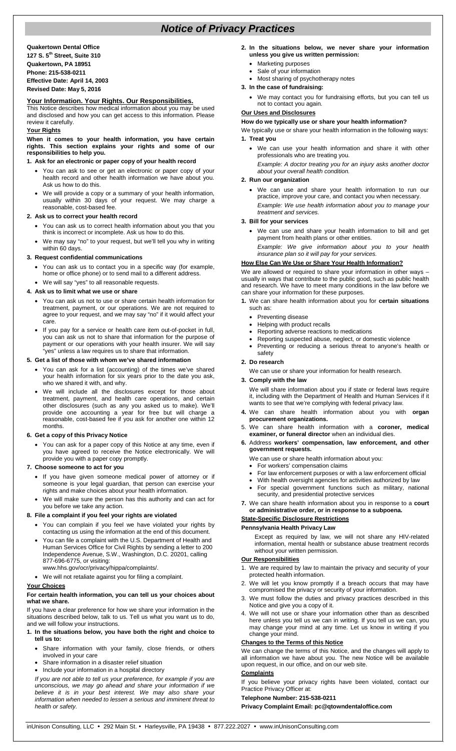# Notice of Privacy Practices

**Quakertown Dental Office**
**127 S. 5th Street, Suite 310**
**Quakertown, PA 18951**
**Phone: 215-538-0211**
**Effective Date: April 14, 2003**
**Revised Date: May 5, 2016**

## Your Information. Your Rights. Our Responsibilities.

This Notice describes how medical information about you may be used and disclosed and how you can get access to this information. Please review it carefully.

### Your Rights

**When it comes to your health information, you have certain rights. This section explains your rights and some of our responsibilities to help you.**

**1. Ask for an electronic or paper copy of your health record**

- You can ask to see or get an electronic or paper copy of your health record and other health information we have about you. Ask us how to do this.
- We will provide a copy or a summary of your health information, usually within 30 days of your request. We may charge a reasonable, cost-based fee.

**2. Ask us to correct your health record**

- You can ask us to correct health information about you that you think is incorrect or incomplete. Ask us how to do this.
- We may say "no" to your request, but we'll tell you why in writing within 60 days.

**3. Request confidential communications**

- You can ask us to contact you in a specific way (for example, home or office phone) or to send mail to a different address.
- We will say "yes" to all reasonable requests.

**4. Ask us to limit what we use or share**

- You can ask us not to use or share certain health information for treatment, payment, or our operations. We are not required to agree to your request, and we may say "no" if it would affect your care.
- If you pay for a service or health care item out-of-pocket in full, you can ask us not to share that information for the purpose of payment or our operations with your health insurer. We will say "yes" unless a law requires us to share that information.

**5. Get a list of those with whom we've shared information**

- You can ask for a list (accounting) of the times we've shared your health information for six years prior to the date you ask, who we shared it with, and why.
- We will include all the disclosures except for those about treatment, payment, and health care operations, and certain other disclosures (such as any you asked us to make). We'll provide one accounting a year for free but will charge a reasonable, cost-based fee if you ask for another one within 12 months.

**6. Get a copy of this Privacy Notice**

- You can ask for a paper copy of this Notice at any time, even if you have agreed to receive the Notice electronically. We will provide you with a paper copy promptly.

**7. Choose someone to act for you**

- If you have given someone medical power of attorney or if someone is your legal guardian, that person can exercise your rights and make choices about your health information.
- We will make sure the person has this authority and can act for you before we take any action.

**8. File a complaint if you feel your rights are violated**

- You can complain if you feel we have violated your rights by contacting us using the information at the end of this document.
- You can file a complaint with the U.S. Department of Health and Human Services Office for Civil Rights by sending a letter to 200 Independence Avenue, S.W., Washington, D.C. 20201, calling 877-696-6775, or visiting: www.hhs.gov/ocr/privacy/hippa/complaints/.
- We will not retaliate against you for filing a complaint.

### Your Choices

**For certain health information, you can tell us your choices about what we share.**

If you have a clear preference for how we share your information in the situations described below, talk to us. Tell us what you want us to do, and we will follow your instructions.

**1. In the situations below, you have both the right and choice to tell us to:**

- Share information with your family, close friends, or others involved in your care
- Share information in a disaster relief situation
- Include your information in a hospital directory

*If you are not able to tell us your preference, for example if you are unconscious, we may go ahead and share your information if we believe it is in your best interest. We may also share your information when needed to lessen a serious and imminent threat to health or safety.*

**2. In the situations below, we never share your information unless you give us written permission:**

- Marketing purposes
- Sale of your information
- Most sharing of psychotherapy notes

**3. In the case of fundraising:**

- We may contact you for fundraising efforts, but you can tell us not to contact you again.

### Our Uses and Disclosures

**How do we typically use or share your health information?**

We typically use or share your health information in the following ways:

**1. Treat you**

- We can use your health information and share it with other professionals who are treating you.

  *Example: A doctor treating you for an injury asks another doctor about your overall health condition.*

**2. Run our organization**

- We can use and share your health information to run our practice, improve your care, and contact you when necessary.

  *Example: We use health information about you to manage your treatment and services.*

**3. Bill for your services**

- We can use and share your health information to bill and get payment from health plans or other entities.

  *Example: We give information about you to your health insurance plan so it will pay for your services.*

### How Else Can We Use or Share Your Health Information?

We are allowed or required to share your information in other ways – usually in ways that contribute to the public good, such as public health and research. We have to meet many conditions in the law before we can share your information for these purposes.

**1.** We can share health information about you for **certain situations** such as:

- Preventing disease
- Helping with product recalls
- Reporting adverse reactions to medications
- Reporting suspected abuse, neglect, or domestic violence
- Preventing or reducing a serious threat to anyone's health or safety

**2. Do research**

We can use or share your information for health research.

**3. Comply with the law**

We will share information about you if state or federal laws require it, including with the Department of Health and Human Services if it wants to see that we're complying with federal privacy law.

**4.** We can share health information about you with **organ procurement organizations.**

5. We can share health information with a **coroner, medical examiner, or funeral director** when an individual dies.

**6.** Address **workers' compensation, law enforcement, and other government requests.**

We can use or share health information about you:

- For workers' compensation claims
- For law enforcement purposes or with a law enforcement official
- With health oversight agencies for activities authorized by law
- For special government functions such as military, national security, and presidential protective services

**7.** We can share health information about you in response to a **court or administrative order, or in response to a subpoena.**

### State-Specific Disclosure Restrictions

**Pennsylvania Health Privacy Law**

Except as required by law, we will not share any HIV-related information, mental health or substance abuse treatment records without your written permission.

### Our Responsibilities

1. We are required by law to maintain the privacy and security of your protected health information.
2. We will let you know promptly if a breach occurs that may have compromised the privacy or security of your information.
3. We must follow the duties and privacy practices described in this Notice and give you a copy of it.
4. We will not use or share your information other than as described here unless you tell us we can in writing. If you tell us we can, you may change your mind at any time. Let us know in writing if you change your mind.

### Changes to the Terms of this Notice

We can change the terms of this Notice, and the changes will apply to all information we have about you. The new Notice will be available upon request, in our office, and on our web site.

### Complaints

If you believe your privacy rights have been violated, contact our Practice Privacy Officer at:

**Telephone Number: 215-538-0211**

**Privacy Complaint Email: pc@qtowndentaloffice.com**

inUnison Consulting, LLC • 292 Main St. • Harleysville, PA 19438 • 877.222.2027 • www.inUnisonConsulting.com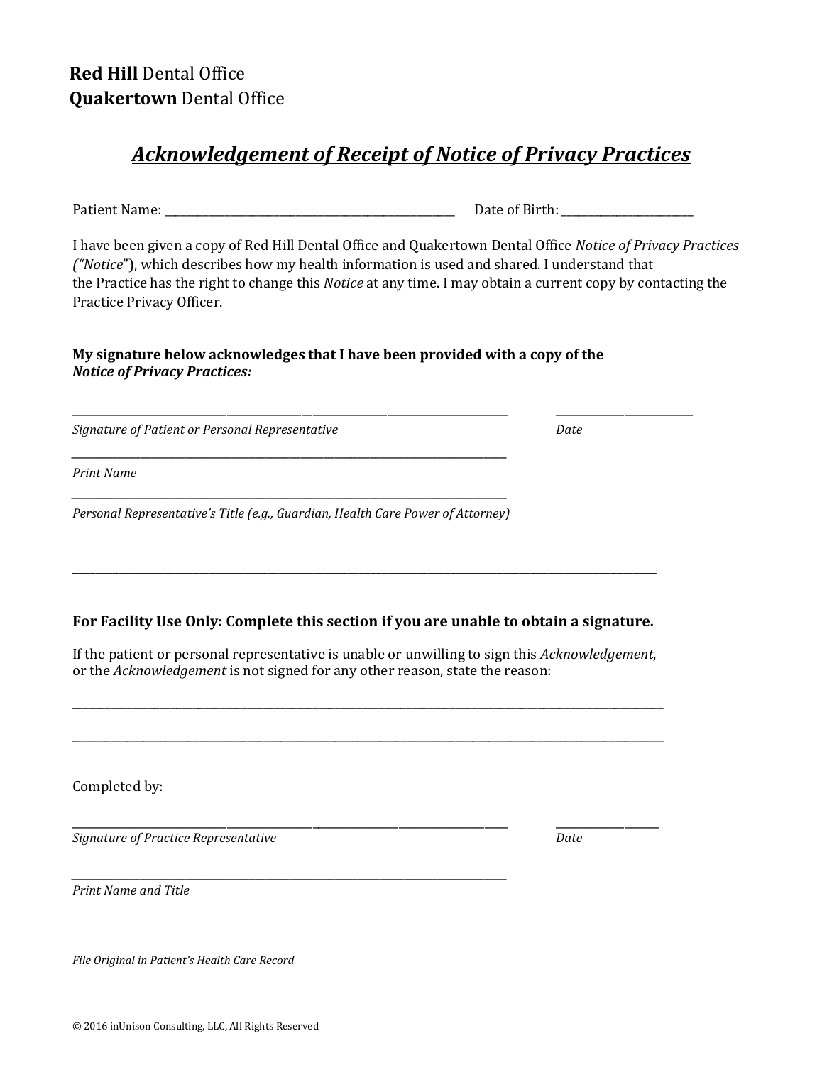**Red Hill** Dental Office
**Quakertown** Dental Office

# ***Acknowledgement of Receipt of Notice of Privacy Practices***

Patient Name: ______________________________________________ Date of Birth: ____________________

I have been given a copy of Red Hill Dental Office and Quakertown Dental Office *Notice of Privacy Practices* (*"Notice*"), which describes how my health information is used and shared. I understand that the Practice has the right to change this *Notice* at any time. I may obtain a current copy by contacting the Practice Privacy Officer.

**My signature below acknowledges that I have been provided with a copy of the *Notice of Privacy Practices:***

______________________________________________________________________ ______________________
*Signature of Patient or Personal Representative* *Date*

______________________________________________________________________
*Print Name*

______________________________________________________________________
*Personal Representative's Title (e.g., Guardian, Health Care Power of Attorney)*

---

**For Facility Use Only: Complete this section if you are unable to obtain a signature.**

If the patient or personal representative is unable or unwilling to sign this *Acknowledgement*, or the *Acknowledgement* is not signed for any other reason, state the reason:

______________________________________________________________________________________________

______________________________________________________________________________________________

Completed by:

______________________________________________________________________ ________________
*Signature of Practice Representative* *Date*

______________________________________________________________________
*Print Name and Title*

*File Original in Patient's Health Care Record*

© 2016 inUnison Consulting, LLC, All Rights Reserved